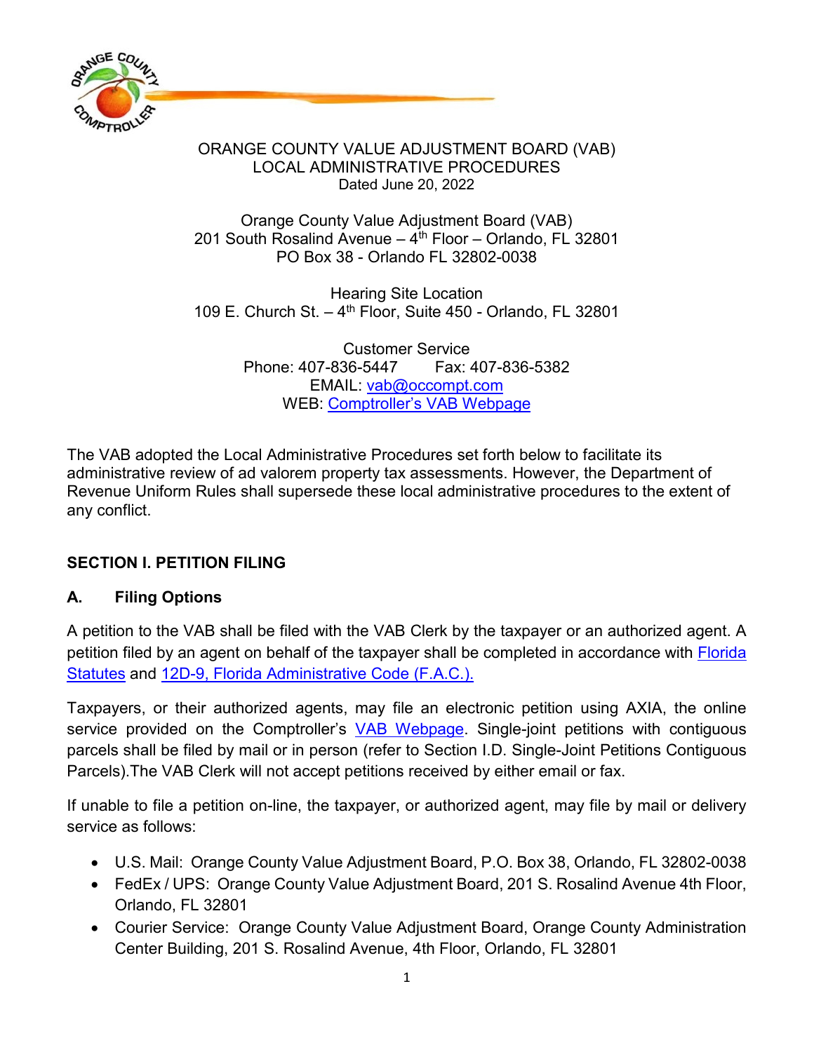# ORANGE COUNTY VALUE ADJUSTMENT BOARD (VAB)
# LOCAL ADMINISTRATIVE PROCEDURES

Dated June 20, 2022

Orange County Value Adjustment Board (VAB)
201 South Rosalind Avenue – 4th Floor – Orlando, FL 32801
PO Box 38 - Orlando FL 32802-0038

Hearing Site Location
109 E. Church St. – 4th Floor, Suite 450 - Orlando, FL 32801

Customer Service
Phone: 407-836-5447 Fax: 407-836-5382
EMAIL: vab@occompt.com
WEB: Comptroller's VAB Webpage

The VAB adopted the Local Administrative Procedures set forth below to facilitate its administrative review of ad valorem property tax assessments. However, the Department of Revenue Uniform Rules shall supersede these local administrative procedures to the extent of any conflict.

## SECTION I. PETITION FILING

### A. Filing Options

A petition to the VAB shall be filed with the VAB Clerk by the taxpayer or an authorized agent. A petition filed by an agent on behalf of the taxpayer shall be completed in accordance with Florida Statutes and 12D-9, Florida Administrative Code (F.A.C.).

Taxpayers, or their authorized agents, may file an electronic petition using AXIA, the online service provided on the Comptroller's VAB Webpage. Single-joint petitions with contiguous parcels shall be filed by mail or in person (refer to Section I.D. Single-Joint Petitions Contiguous Parcels).The VAB Clerk will not accept petitions received by either email or fax.

If unable to file a petition on-line, the taxpayer, or authorized agent, may file by mail or delivery service as follows:

- U.S. Mail: Orange County Value Adjustment Board, P.O. Box 38, Orlando, FL 32802-0038
- FedEx / UPS: Orange County Value Adjustment Board, 201 S. Rosalind Avenue 4th Floor, Orlando, FL 32801
- Courier Service: Orange County Value Adjustment Board, Orange County Administration Center Building, 201 S. Rosalind Avenue, 4th Floor, Orlando, FL 32801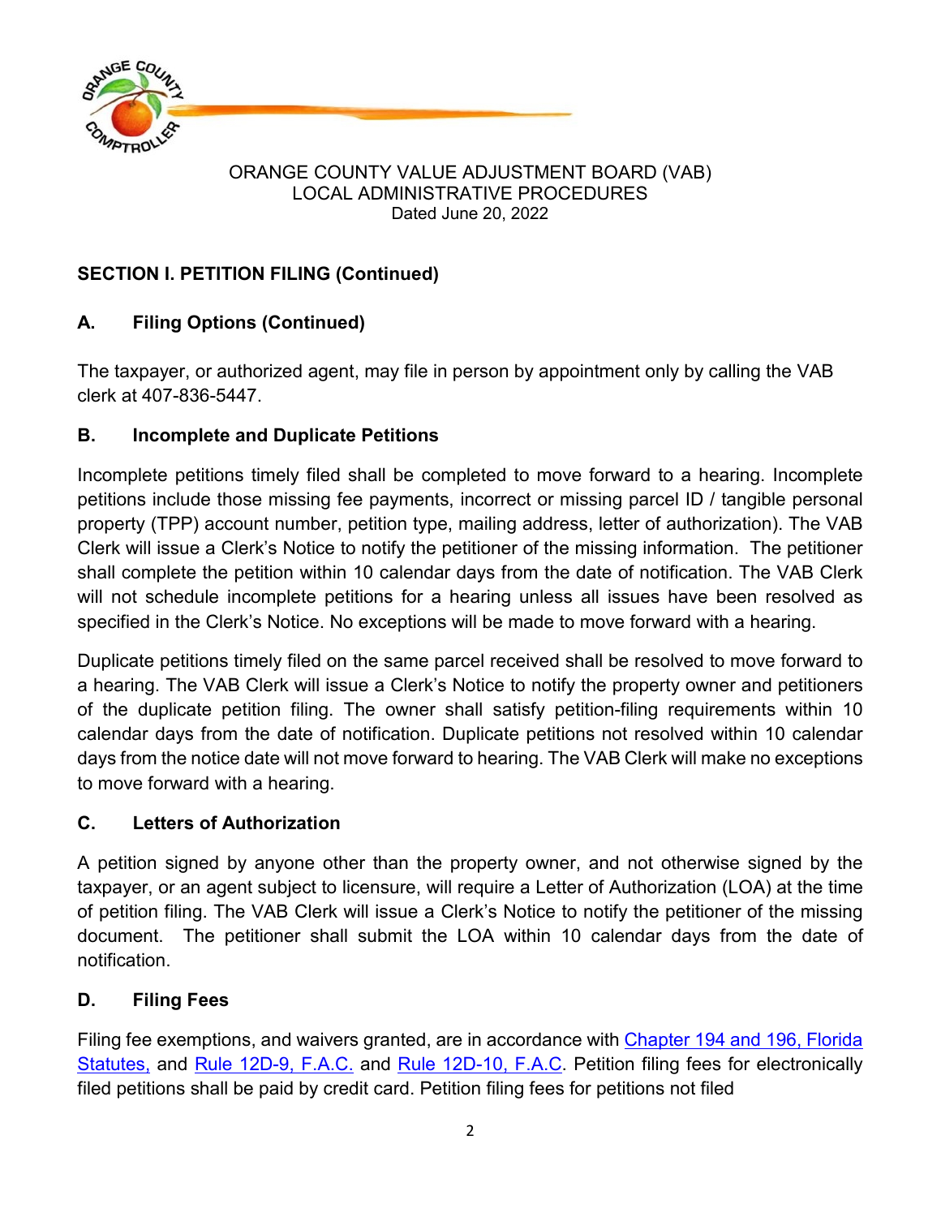ORANGE COUNTY VALUE ADJUSTMENT BOARD (VAB)
LOCAL ADMINISTRATIVE PROCEDURES
Dated June 20, 2022

## SECTION I. PETITION FILING (Continued)

### A. Filing Options (Continued)

The taxpayer, or authorized agent, may file in person by appointment only by calling the VAB clerk at 407-836-5447.

### B. Incomplete and Duplicate Petitions

Incomplete petitions timely filed shall be completed to move forward to a hearing. Incomplete petitions include those missing fee payments, incorrect or missing parcel ID / tangible personal property (TPP) account number, petition type, mailing address, letter of authorization). The VAB Clerk will issue a Clerk's Notice to notify the petitioner of the missing information. The petitioner shall complete the petition within 10 calendar days from the date of notification. The VAB Clerk will not schedule incomplete petitions for a hearing unless all issues have been resolved as specified in the Clerk's Notice. No exceptions will be made to move forward with a hearing.

Duplicate petitions timely filed on the same parcel received shall be resolved to move forward to a hearing. The VAB Clerk will issue a Clerk's Notice to notify the property owner and petitioners of the duplicate petition filing. The owner shall satisfy petition-filing requirements within 10 calendar days from the date of notification. Duplicate petitions not resolved within 10 calendar days from the notice date will not move forward to hearing. The VAB Clerk will make no exceptions to move forward with a hearing.

### C. Letters of Authorization

A petition signed by anyone other than the property owner, and not otherwise signed by the taxpayer, or an agent subject to licensure, will require a Letter of Authorization (LOA) at the time of petition filing. The VAB Clerk will issue a Clerk's Notice to notify the petitioner of the missing document. The petitioner shall submit the LOA within 10 calendar days from the date of notification.

### D. Filing Fees

Filing fee exemptions, and waivers granted, are in accordance with Chapter 194 and 196, Florida Statutes, and Rule 12D-9, F.A.C. and Rule 12D-10, F.A.C. Petition filing fees for electronically filed petitions shall be paid by credit card. Petition filing fees for petitions not filed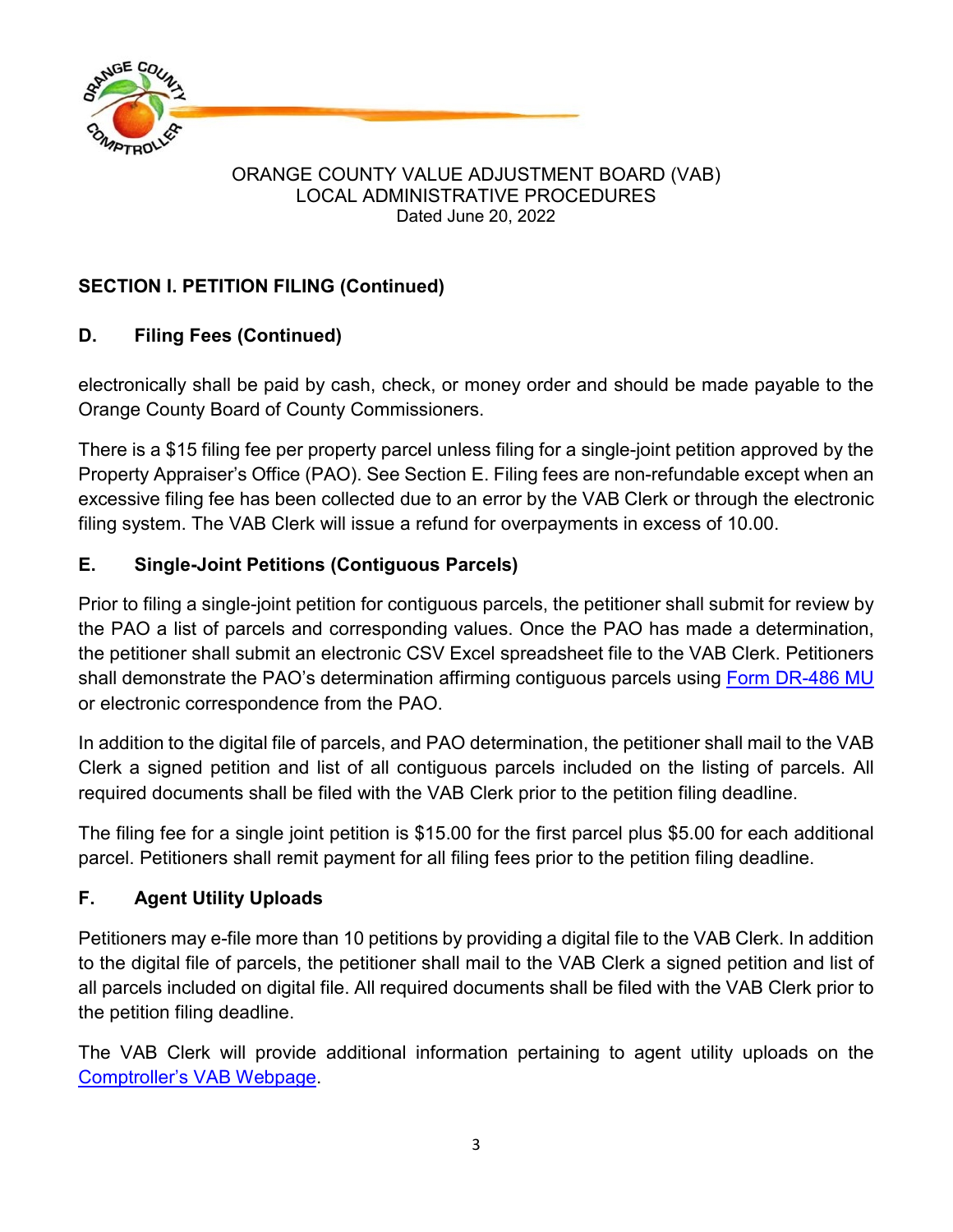ORANGE COUNTY VALUE ADJUSTMENT BOARD (VAB)
LOCAL ADMINISTRATIVE PROCEDURES
Dated June 20, 2022

## SECTION I. PETITION FILING (Continued)

### D. Filing Fees (Continued)

electronically shall be paid by cash, check, or money order and should be made payable to the Orange County Board of County Commissioners.

There is a $15 filing fee per property parcel unless filing for a single-joint petition approved by the Property Appraiser's Office (PAO). See Section E. Filing fees are non-refundable except when an excessive filing fee has been collected due to an error by the VAB Clerk or through the electronic filing system. The VAB Clerk will issue a refund for overpayments in excess of 10.00.

### E. Single-Joint Petitions (Contiguous Parcels)

Prior to filing a single-joint petition for contiguous parcels, the petitioner shall submit for review by the PAO a list of parcels and corresponding values. Once the PAO has made a determination, the petitioner shall submit an electronic CSV Excel spreadsheet file to the VAB Clerk. Petitioners shall demonstrate the PAO's determination affirming contiguous parcels using Form DR-486 MU or electronic correspondence from the PAO.

In addition to the digital file of parcels, and PAO determination, the petitioner shall mail to the VAB Clerk a signed petition and list of all contiguous parcels included on the listing of parcels. All required documents shall be filed with the VAB Clerk prior to the petition filing deadline.

The filing fee for a single joint petition is $15.00 for the first parcel plus $5.00 for each additional parcel. Petitioners shall remit payment for all filing fees prior to the petition filing deadline.

### F. Agent Utility Uploads

Petitioners may e-file more than 10 petitions by providing a digital file to the VAB Clerk. In addition to the digital file of parcels, the petitioner shall mail to the VAB Clerk a signed petition and list of all parcels included on digital file. All required documents shall be filed with the VAB Clerk prior to the petition filing deadline.

The VAB Clerk will provide additional information pertaining to agent utility uploads on the Comptroller's VAB Webpage.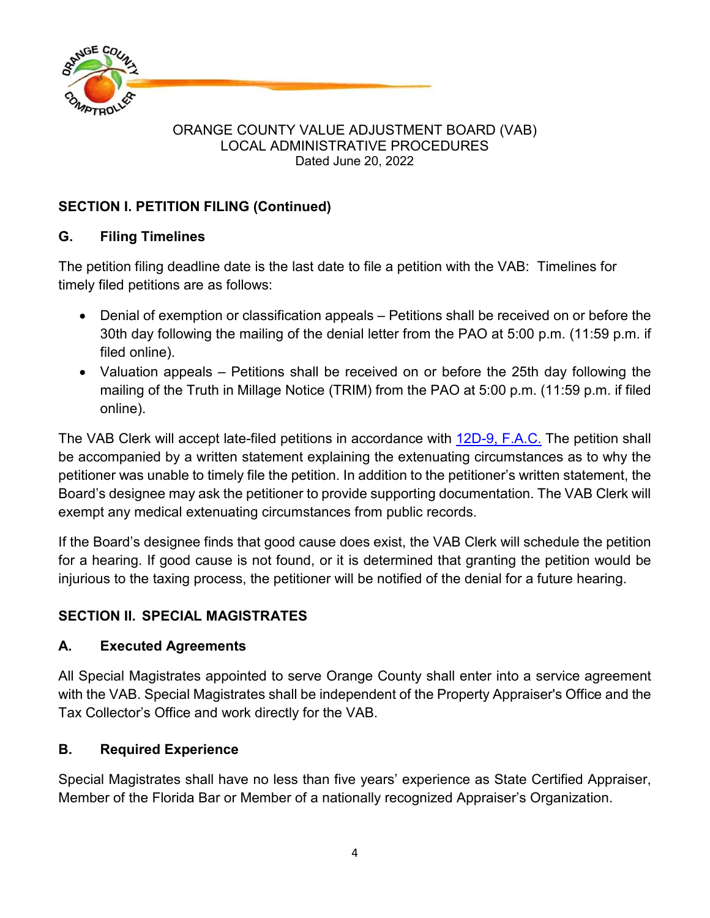ORANGE COUNTY VALUE ADJUSTMENT BOARD (VAB)
LOCAL ADMINISTRATIVE PROCEDURES
Dated June 20, 2022

## SECTION I. PETITION FILING (Continued)

### G. Filing Timelines

The petition filing deadline date is the last date to file a petition with the VAB: Timelines for timely filed petitions are as follows:

- Denial of exemption or classification appeals – Petitions shall be received on or before the 30th day following the mailing of the denial letter from the PAO at 5:00 p.m. (11:59 p.m. if filed online).
- Valuation appeals – Petitions shall be received on or before the 25th day following the mailing of the Truth in Millage Notice (TRIM) from the PAO at 5:00 p.m. (11:59 p.m. if filed online).

The VAB Clerk will accept late-filed petitions in accordance with 12D-9, F.A.C. The petition shall be accompanied by a written statement explaining the extenuating circumstances as to why the petitioner was unable to timely file the petition. In addition to the petitioner's written statement, the Board's designee may ask the petitioner to provide supporting documentation. The VAB Clerk will exempt any medical extenuating circumstances from public records.

If the Board's designee finds that good cause does exist, the VAB Clerk will schedule the petition for a hearing. If good cause is not found, or it is determined that granting the petition would be injurious to the taxing process, the petitioner will be notified of the denial for a future hearing.

## SECTION II. SPECIAL MAGISTRATES

### A. Executed Agreements

All Special Magistrates appointed to serve Orange County shall enter into a service agreement with the VAB. Special Magistrates shall be independent of the Property Appraiser's Office and the Tax Collector's Office and work directly for the VAB.

### B. Required Experience

Special Magistrates shall have no less than five years' experience as State Certified Appraiser, Member of the Florida Bar or Member of a nationally recognized Appraiser's Organization.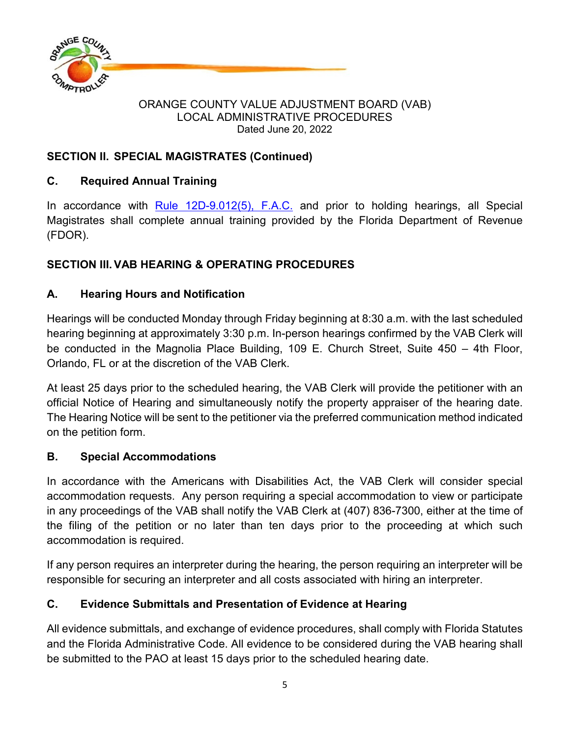ORANGE COUNTY VALUE ADJUSTMENT BOARD (VAB)
LOCAL ADMINISTRATIVE PROCEDURES
Dated June 20, 2022

## SECTION II. SPECIAL MAGISTRATES (Continued)

### C. Required Annual Training

In accordance with [Rule 12D-9.012(5), F.A.C.]() and prior to holding hearings, all Special Magistrates shall complete annual training provided by the Florida Department of Revenue (FDOR).

## SECTION III. VAB HEARING & OPERATING PROCEDURES

### A. Hearing Hours and Notification

Hearings will be conducted Monday through Friday beginning at 8:30 a.m. with the last scheduled hearing beginning at approximately 3:30 p.m. In-person hearings confirmed by the VAB Clerk will be conducted in the Magnolia Place Building, 109 E. Church Street, Suite 450 – 4th Floor, Orlando, FL or at the discretion of the VAB Clerk.

At least 25 days prior to the scheduled hearing, the VAB Clerk will provide the petitioner with an official Notice of Hearing and simultaneously notify the property appraiser of the hearing date. The Hearing Notice will be sent to the petitioner via the preferred communication method indicated on the petition form.

### B. Special Accommodations

In accordance with the Americans with Disabilities Act, the VAB Clerk will consider special accommodation requests. Any person requiring a special accommodation to view or participate in any proceedings of the VAB shall notify the VAB Clerk at (407) 836-7300, either at the time of the filing of the petition or no later than ten days prior to the proceeding at which such accommodation is required.

If any person requires an interpreter during the hearing, the person requiring an interpreter will be responsible for securing an interpreter and all costs associated with hiring an interpreter.

### C. Evidence Submittals and Presentation of Evidence at Hearing

All evidence submittals, and exchange of evidence procedures, shall comply with Florida Statutes and the Florida Administrative Code. All evidence to be considered during the VAB hearing shall be submitted to the PAO at least 15 days prior to the scheduled hearing date.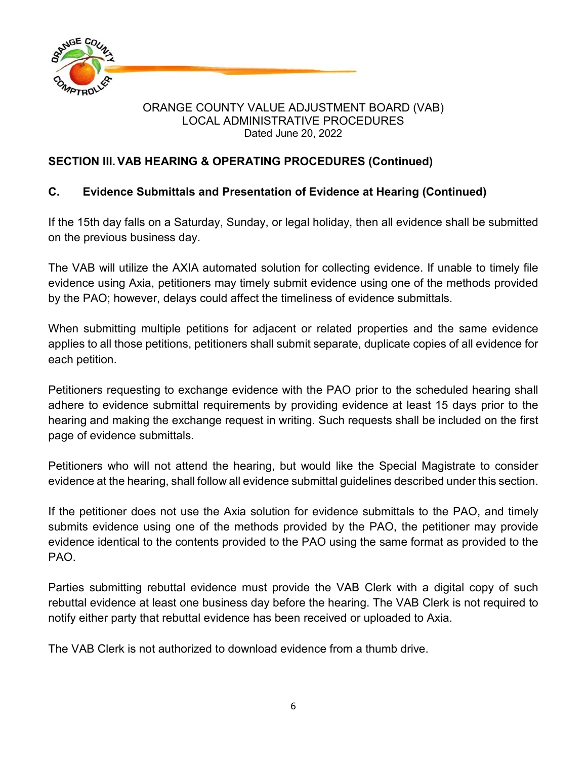ORANGE COUNTY VALUE ADJUSTMENT BOARD (VAB)
LOCAL ADMINISTRATIVE PROCEDURES
Dated June 20, 2022

## SECTION III. VAB HEARING & OPERATING PROCEDURES (Continued)

### C. Evidence Submittals and Presentation of Evidence at Hearing (Continued)

If the 15th day falls on a Saturday, Sunday, or legal holiday, then all evidence shall be submitted on the previous business day.

The VAB will utilize the AXIA automated solution for collecting evidence. If unable to timely file evidence using Axia, petitioners may timely submit evidence using one of the methods provided by the PAO; however, delays could affect the timeliness of evidence submittals.

When submitting multiple petitions for adjacent or related properties and the same evidence applies to all those petitions, petitioners shall submit separate, duplicate copies of all evidence for each petition.

Petitioners requesting to exchange evidence with the PAO prior to the scheduled hearing shall adhere to evidence submittal requirements by providing evidence at least 15 days prior to the hearing and making the exchange request in writing. Such requests shall be included on the first page of evidence submittals.

Petitioners who will not attend the hearing, but would like the Special Magistrate to consider evidence at the hearing, shall follow all evidence submittal guidelines described under this section.

If the petitioner does not use the Axia solution for evidence submittals to the PAO, and timely submits evidence using one of the methods provided by the PAO, the petitioner may provide evidence identical to the contents provided to the PAO using the same format as provided to the PAO.

Parties submitting rebuttal evidence must provide the VAB Clerk with a digital copy of such rebuttal evidence at least one business day before the hearing. The VAB Clerk is not required to notify either party that rebuttal evidence has been received or uploaded to Axia.

The VAB Clerk is not authorized to download evidence from a thumb drive.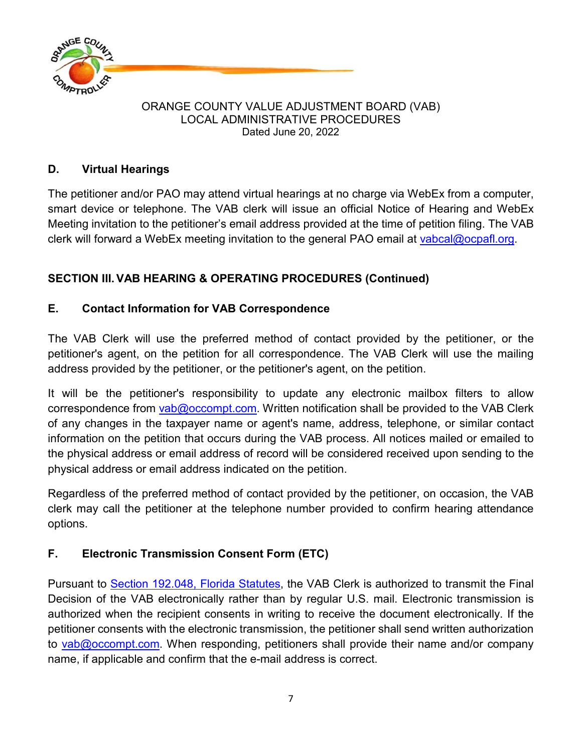ORANGE COUNTY VALUE ADJUSTMENT BOARD (VAB)
LOCAL ADMINISTRATIVE PROCEDURES
Dated June 20, 2022

## D. Virtual Hearings

The petitioner and/or PAO may attend virtual hearings at no charge via WebEx from a computer, smart device or telephone. The VAB clerk will issue an official Notice of Hearing and WebEx Meeting invitation to the petitioner's email address provided at the time of petition filing. The VAB clerk will forward a WebEx meeting invitation to the general PAO email at vabcal@ocpafl.org.

## SECTION III. VAB HEARING & OPERATING PROCEDURES (Continued)

## E. Contact Information for VAB Correspondence

The VAB Clerk will use the preferred method of contact provided by the petitioner, or the petitioner's agent, on the petition for all correspondence. The VAB Clerk will use the mailing address provided by the petitioner, or the petitioner's agent, on the petition.

It will be the petitioner's responsibility to update any electronic mailbox filters to allow correspondence from vab@occompt.com. Written notification shall be provided to the VAB Clerk of any changes in the taxpayer name or agent's name, address, telephone, or similar contact information on the petition that occurs during the VAB process. All notices mailed or emailed to the physical address or email address of record will be considered received upon sending to the physical address or email address indicated on the petition.

Regardless of the preferred method of contact provided by the petitioner, on occasion, the VAB clerk may call the petitioner at the telephone number provided to confirm hearing attendance options.

## F. Electronic Transmission Consent Form (ETC)

Pursuant to Section 192.048, Florida Statutes, the VAB Clerk is authorized to transmit the Final Decision of the VAB electronically rather than by regular U.S. mail. Electronic transmission is authorized when the recipient consents in writing to receive the document electronically. If the petitioner consents with the electronic transmission, the petitioner shall send written authorization to vab@occompt.com. When responding, petitioners shall provide their name and/or company name, if applicable and confirm that the e-mail address is correct.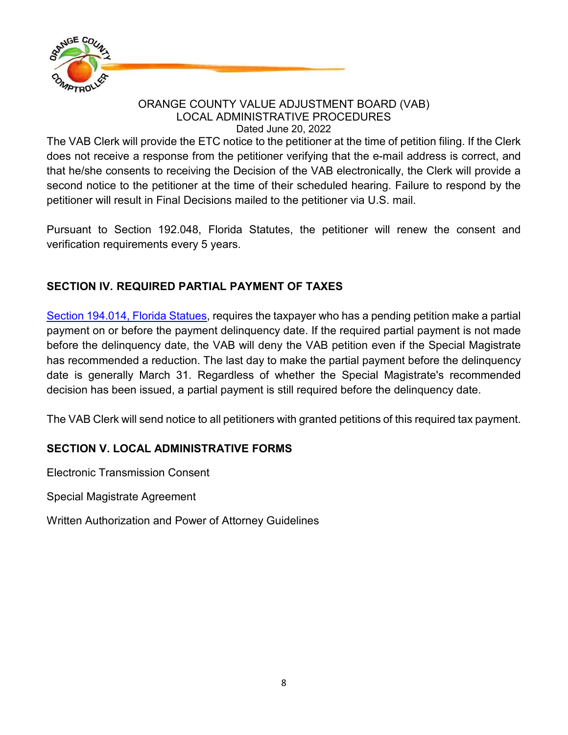The VAB Clerk will provide the ETC notice to the petitioner at the time of petition filing. If the Clerk does not receive a response from the petitioner verifying that the e-mail address is correct, and that he/she consents to receiving the Decision of the VAB electronically, the Clerk will provide a second notice to the petitioner at the time of their scheduled hearing. Failure to respond by the petitioner will result in Final Decisions mailed to the petitioner via U.S. mail.

Pursuant to Section 192.048, Florida Statutes, the petitioner will renew the consent and verification requirements every 5 years.

## SECTION IV. REQUIRED PARTIAL PAYMENT OF TAXES

Section 194.014, Florida Statues, requires the taxpayer who has a pending petition make a partial payment on or before the payment delinquency date. If the required partial payment is not made before the delinquency date, the VAB will deny the VAB petition even if the Special Magistrate has recommended a reduction. The last day to make the partial payment before the delinquency date is generally March 31. Regardless of whether the Special Magistrate's recommended decision has been issued, a partial payment is still required before the delinquency date.

The VAB Clerk will send notice to all petitioners with granted petitions of this required tax payment.

## SECTION V. LOCAL ADMINISTRATIVE FORMS

Electronic Transmission Consent

Special Magistrate Agreement

Written Authorization and Power of Attorney Guidelines